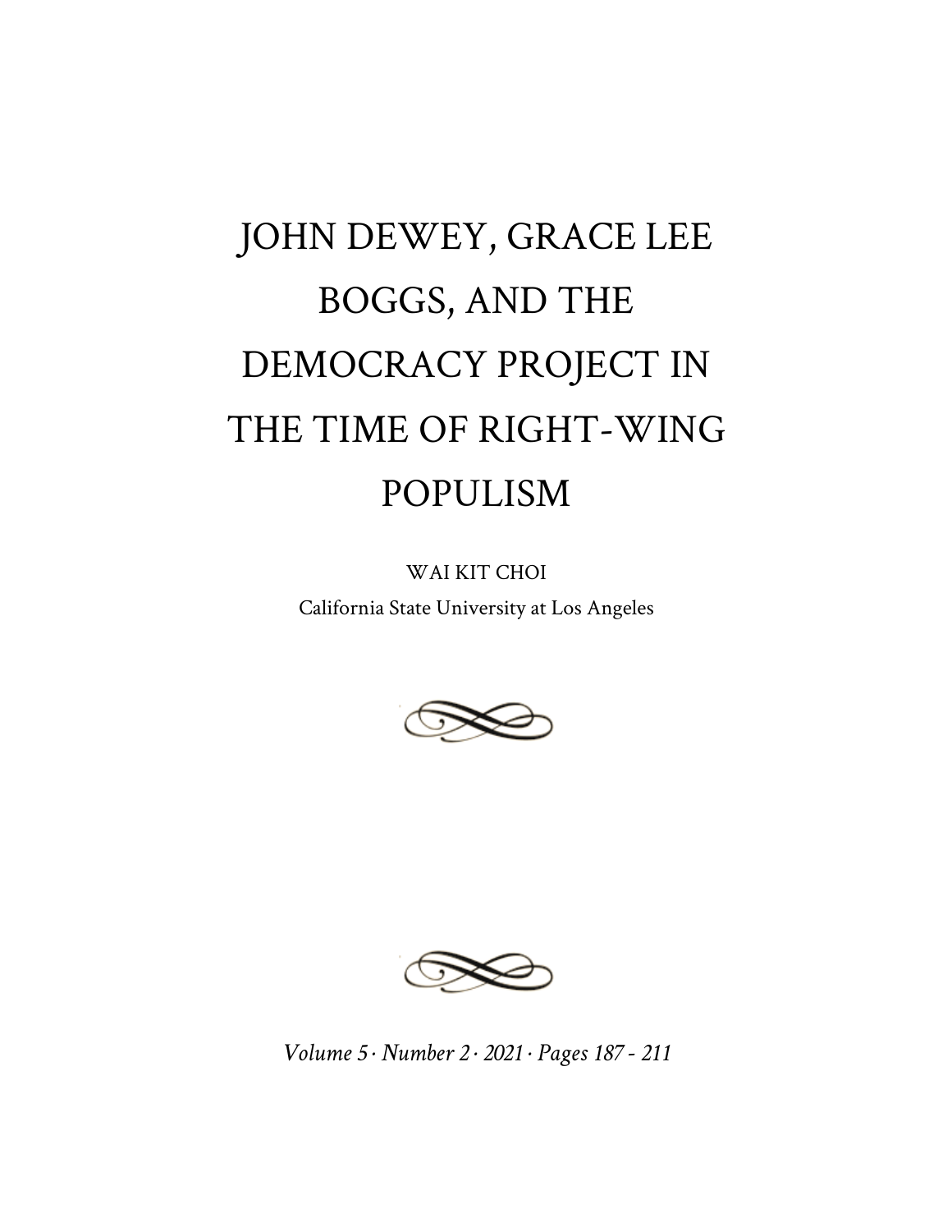# JOHN DEWEY, GRACE LEE BOGGS, AND THE DEMOCRACY PROJECT IN THE TIME OF RIGHT-WING POPULISM

WAI KIT CHOI

California State University at Los Angeles

*Volume 5 · Number 2 · 2021 · Pages 187 - 211*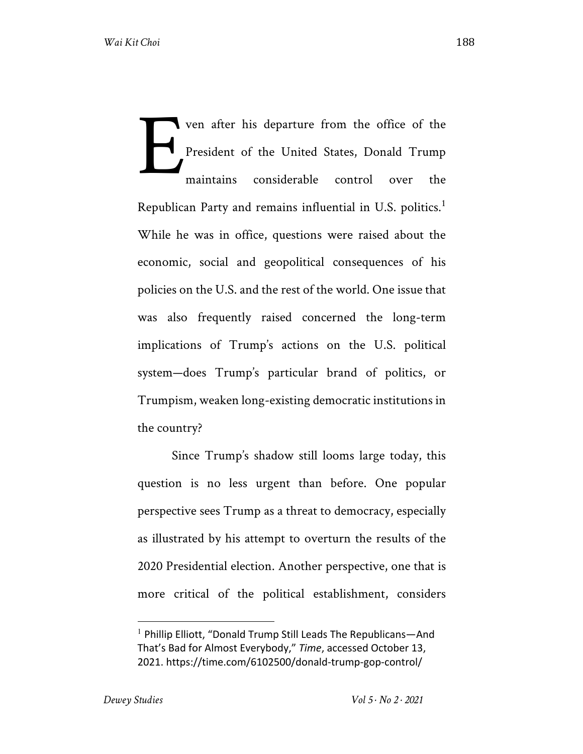Even after his departure from the office of the President of the United States, Donald Trump maintains considerable control over the Republican Party and remains influential in U.S. politics.[1] While he was in office, questions were raised about the economic, social and geopolitical consequences of his policies on the U.S. and the rest of the world. One issue that was also frequently raised concerned the long-term implications of Trump's actions on the U.S. political system—does Trump's particular brand of politics, or Trumpism, weaken long-existing democratic institutions in the country?

Since Trump's shadow still looms large today, this question is no less urgent than before. One popular perspective sees Trump as a threat to democracy, especially as illustrated by his attempt to overturn the results of the 2020 Presidential election. Another perspective, one that is more critical of the political establishment, considers

---

[1] Phillip Elliott, "Donald Trump Still Leads The Republicans—And That's Bad for Almost Everybody," *Time*, accessed October 13, 2021. https://time.com/6102500/donald-trump-gop-control/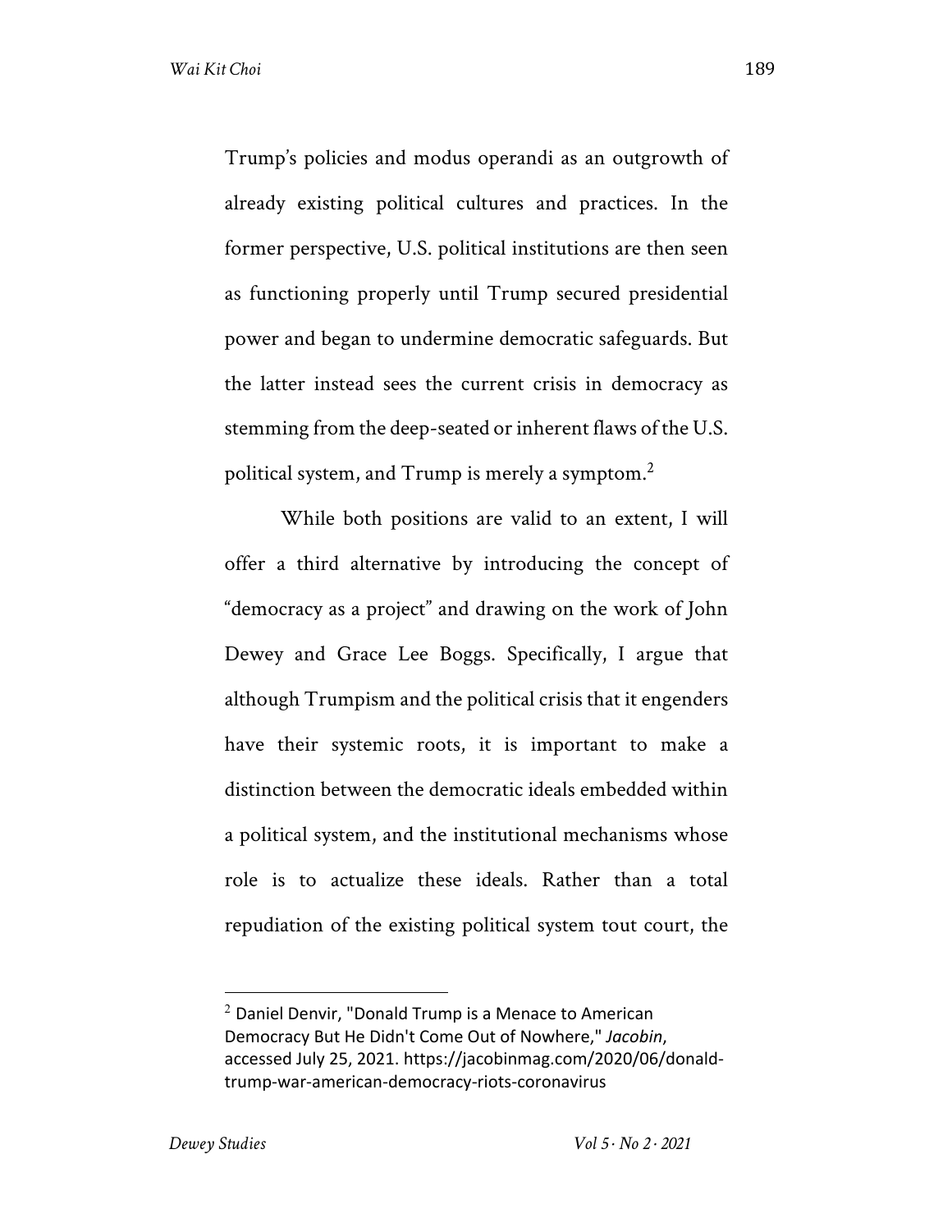Trump's policies and modus operandi as an outgrowth of already existing political cultures and practices. In the former perspective, U.S. political institutions are then seen as functioning properly until Trump secured presidential power and began to undermine democratic safeguards. But the latter instead sees the current crisis in democracy as stemming from the deep-seated or inherent flaws of the U.S. political system, and Trump is merely a symptom.[2]

While both positions are valid to an extent, I will offer a third alternative by introducing the concept of "democracy as a project" and drawing on the work of John Dewey and Grace Lee Boggs. Specifically, I argue that although Trumpism and the political crisis that it engenders have their systemic roots, it is important to make a distinction between the democratic ideals embedded within a political system, and the institutional mechanisms whose role is to actualize these ideals. Rather than a total repudiation of the existing political system tout court, the

---

[2] Daniel Denvir, "Donald Trump is a Menace to American Democracy But He Didn't Come Out of Nowhere," *Jacobin*, accessed July 25, 2021. https://jacobinmag.com/2020/06/donald-trump-war-american-democracy-riots-coronavirus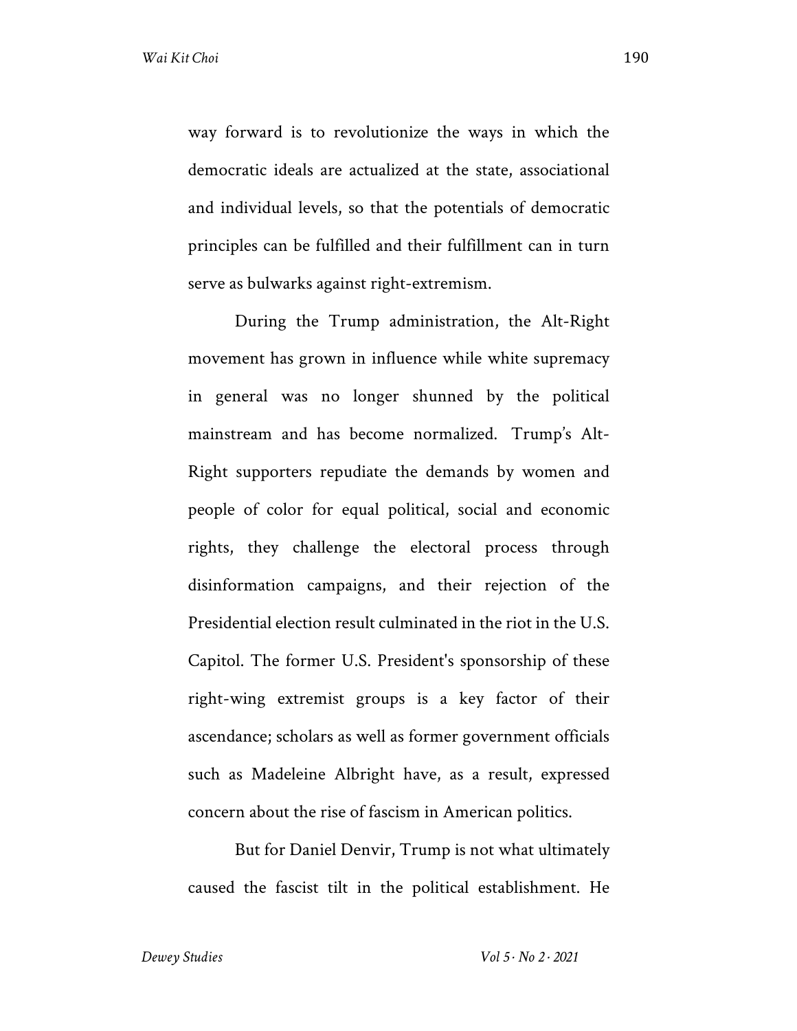way forward is to revolutionize the ways in which the democratic ideals are actualized at the state, associational and individual levels, so that the potentials of democratic principles can be fulfilled and their fulfillment can in turn serve as bulwarks against right-extremism.

During the Trump administration, the Alt-Right movement has grown in influence while white supremacy in general was no longer shunned by the political mainstream and has become normalized. Trump's Alt-Right supporters repudiate the demands by women and people of color for equal political, social and economic rights, they challenge the electoral process through disinformation campaigns, and their rejection of the Presidential election result culminated in the riot in the U.S. Capitol. The former U.S. President's sponsorship of these right-wing extremist groups is a key factor of their ascendance; scholars as well as former government officials such as Madeleine Albright have, as a result, expressed concern about the rise of fascism in American politics.

But for Daniel Denvir, Trump is not what ultimately caused the fascist tilt in the political establishment. He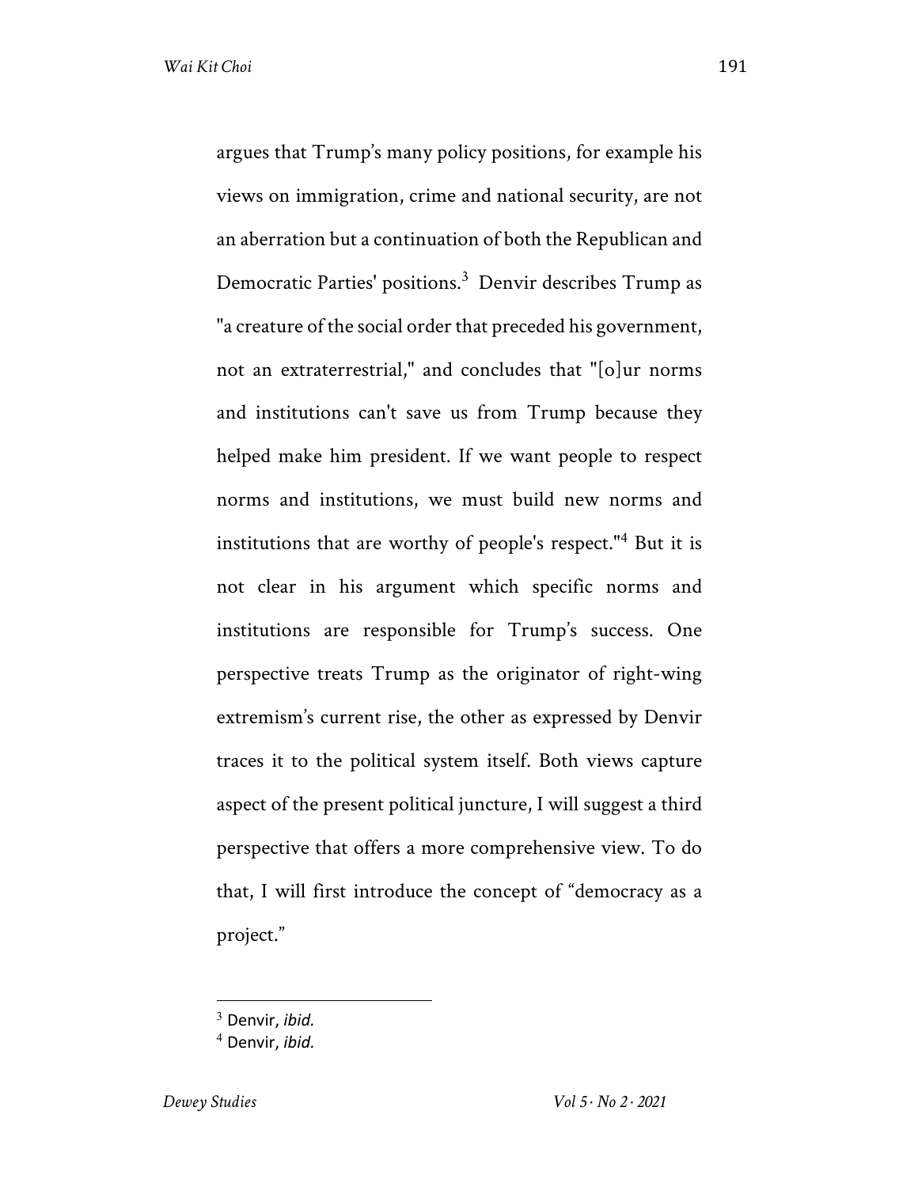argues that Trump's many policy positions, for example his views on immigration, crime and national security, are not an aberration but a continuation of both the Republican and Democratic Parties' positions.[3] Denvir describes Trump as "a creature of the social order that preceded his government, not an extraterrestrial," and concludes that "[o]ur norms and institutions can't save us from Trump because they helped make him president. If we want people to respect norms and institutions, we must build new norms and institutions that are worthy of people's respect."[4] But it is not clear in his argument which specific norms and institutions are responsible for Trump's success. One perspective treats Trump as the originator of right-wing extremism's current rise, the other as expressed by Denvir traces it to the political system itself. Both views capture aspect of the present political juncture, I will suggest a third perspective that offers a more comprehensive view. To do that, I will first introduce the concept of "democracy as a project."

---

[3] Denvir, *ibid.*

[4] Denvir, *ibid.*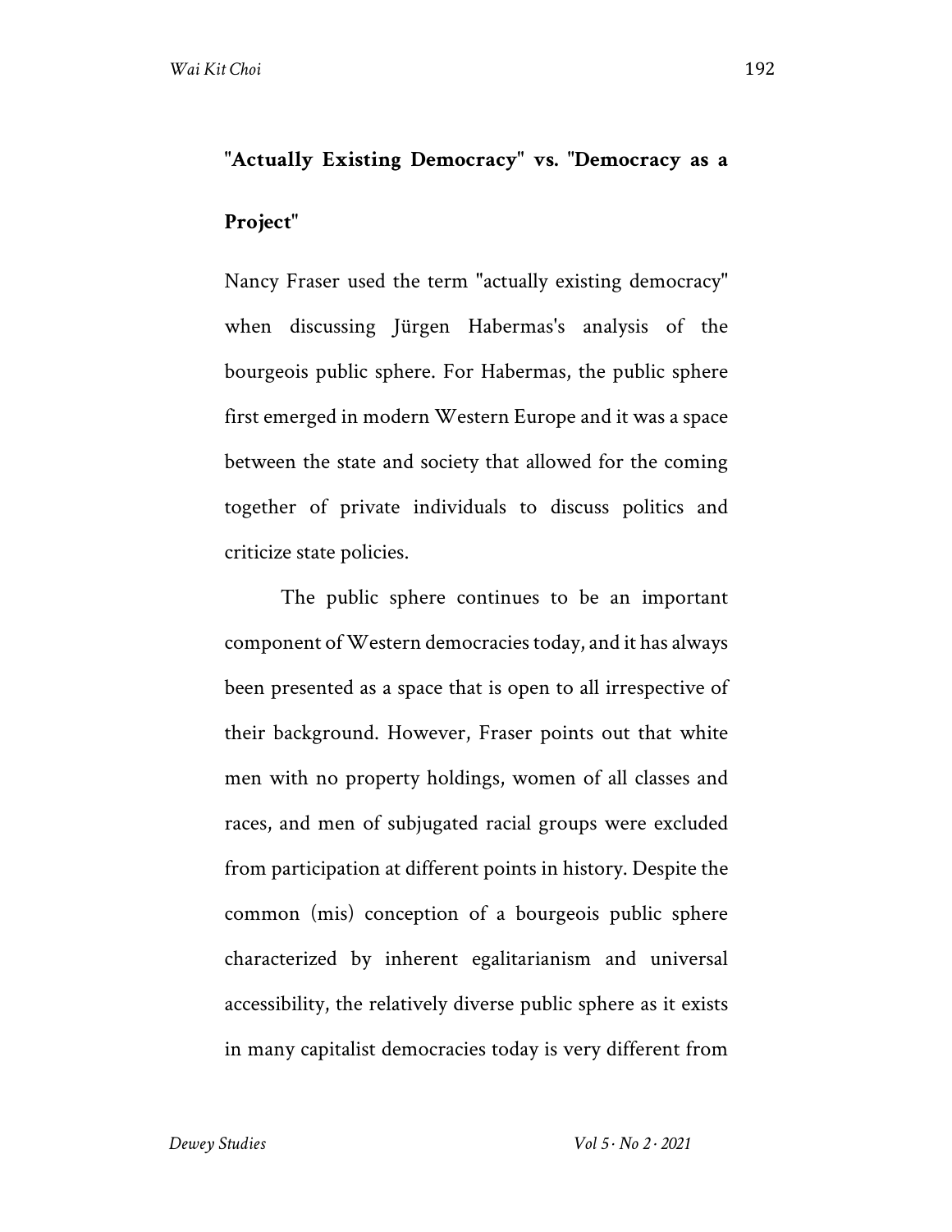## "Actually Existing Democracy" vs. "Democracy as a Project"

Nancy Fraser used the term "actually existing democracy" when discussing Jürgen Habermas's analysis of the bourgeois public sphere. For Habermas, the public sphere first emerged in modern Western Europe and it was a space between the state and society that allowed for the coming together of private individuals to discuss politics and criticize state policies.

The public sphere continues to be an important component of Western democracies today, and it has always been presented as a space that is open to all irrespective of their background. However, Fraser points out that white men with no property holdings, women of all classes and races, and men of subjugated racial groups were excluded from participation at different points in history. Despite the common (mis) conception of a bourgeois public sphere characterized by inherent egalitarianism and universal accessibility, the relatively diverse public sphere as it exists in many capitalist democracies today is very different from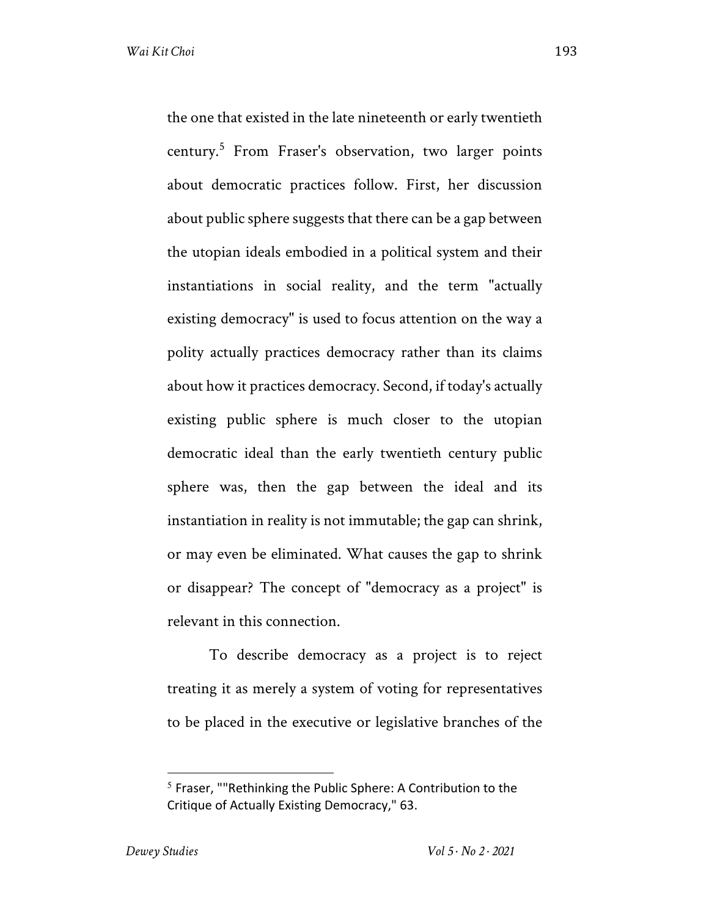the one that existed in the late nineteenth or early twentieth century.[5] From Fraser's observation, two larger points about democratic practices follow. First, her discussion about public sphere suggests that there can be a gap between the utopian ideals embodied in a political system and their instantiations in social reality, and the term "actually existing democracy" is used to focus attention on the way a polity actually practices democracy rather than its claims about how it practices democracy. Second, if today's actually existing public sphere is much closer to the utopian democratic ideal than the early twentieth century public sphere was, then the gap between the ideal and its instantiation in reality is not immutable; the gap can shrink, or may even be eliminated. What causes the gap to shrink or disappear? The concept of "democracy as a project" is relevant in this connection.

To describe democracy as a project is to reject treating it as merely a system of voting for representatives to be placed in the executive or legislative branches of the

[5] Fraser, ""Rethinking the Public Sphere: A Contribution to the Critique of Actually Existing Democracy," 63.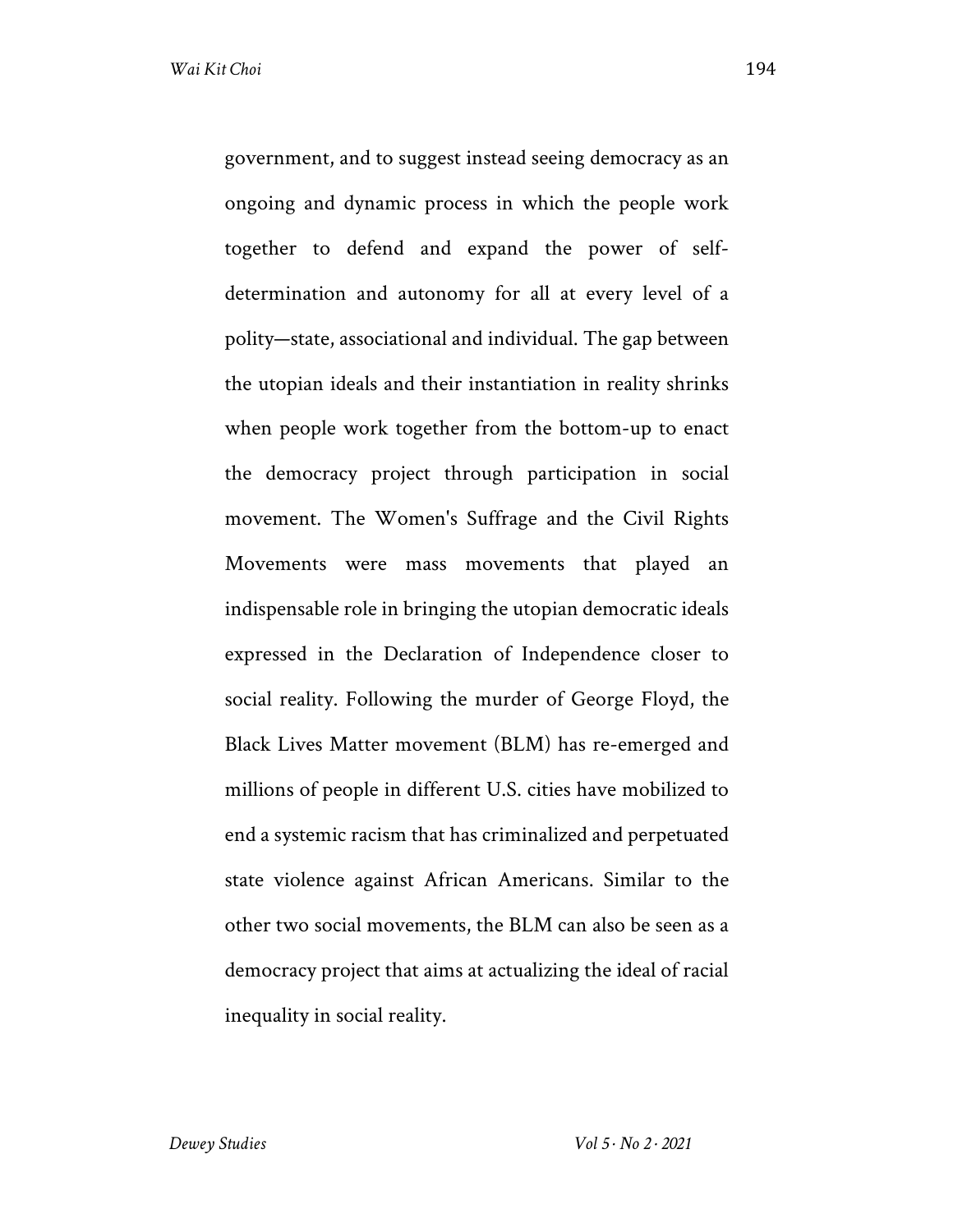government, and to suggest instead seeing democracy as an ongoing and dynamic process in which the people work together to defend and expand the power of self-determination and autonomy for all at every level of a polity—state, associational and individual. The gap between the utopian ideals and their instantiation in reality shrinks when people work together from the bottom-up to enact the democracy project through participation in social movement. The Women's Suffrage and the Civil Rights Movements were mass movements that played an indispensable role in bringing the utopian democratic ideals expressed in the Declaration of Independence closer to social reality. Following the murder of George Floyd, the Black Lives Matter movement (BLM) has re-emerged and millions of people in different U.S. cities have mobilized to end a systemic racism that has criminalized and perpetuated state violence against African Americans. Similar to the other two social movements, the BLM can also be seen as a democracy project that aims at actualizing the ideal of racial inequality in social reality.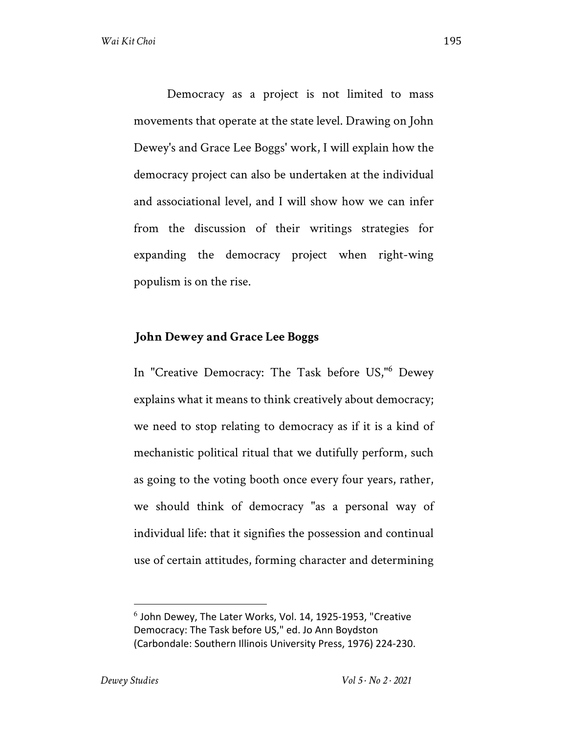Democracy as a project is not limited to mass movements that operate at the state level. Drawing on John Dewey's and Grace Lee Boggs' work, I will explain how the democracy project can also be undertaken at the individual and associational level, and I will show how we can infer from the discussion of their writings strategies for expanding the democracy project when right-wing populism is on the rise.

## John Dewey and Grace Lee Boggs

In "Creative Democracy: The Task before US,"[6] Dewey explains what it means to think creatively about democracy; we need to stop relating to democracy as if it is a kind of mechanistic political ritual that we dutifully perform, such as going to the voting booth once every four years, rather, we should think of democracy "as a personal way of individual life: that it signifies the possession and continual use of certain attitudes, forming character and determining

---

[6] John Dewey, The Later Works, Vol. 14, 1925-1953, "Creative Democracy: The Task before US," ed. Jo Ann Boydston (Carbondale: Southern Illinois University Press, 1976) 224-230.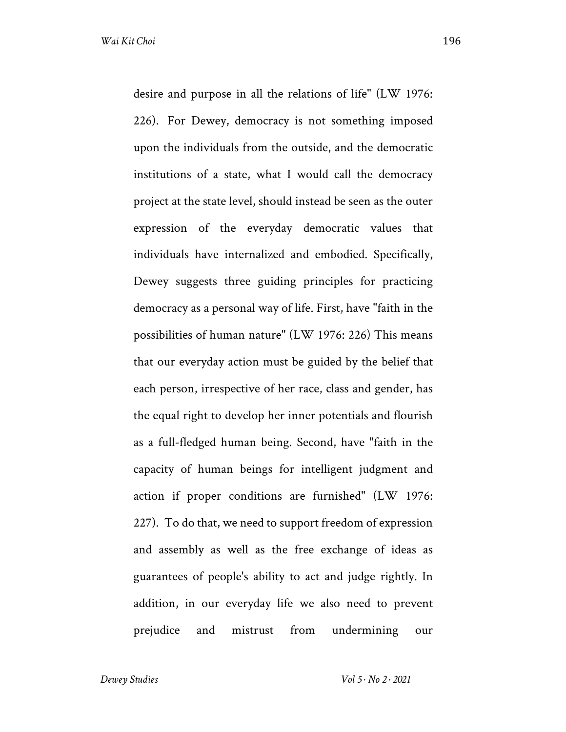desire and purpose in all the relations of life" (LW 1976: 226). For Dewey, democracy is not something imposed upon the individuals from the outside, and the democratic institutions of a state, what I would call the democracy project at the state level, should instead be seen as the outer expression of the everyday democratic values that individuals have internalized and embodied. Specifically, Dewey suggests three guiding principles for practicing democracy as a personal way of life. First, have "faith in the possibilities of human nature" (LW 1976: 226) This means that our everyday action must be guided by the belief that each person, irrespective of her race, class and gender, has the equal right to develop her inner potentials and flourish as a full-fledged human being. Second, have "faith in the capacity of human beings for intelligent judgment and action if proper conditions are furnished" (LW 1976: 227). To do that, we need to support freedom of expression and assembly as well as the free exchange of ideas as guarantees of people's ability to act and judge rightly. In addition, in our everyday life we also need to prevent prejudice and mistrust from undermining our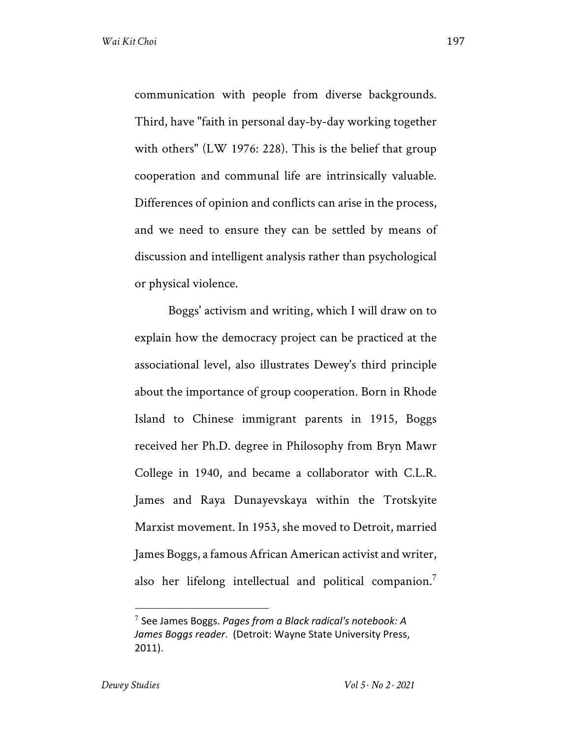communication with people from diverse backgrounds. Third, have "faith in personal day-by-day working together with others" (LW 1976: 228). This is the belief that group cooperation and communal life are intrinsically valuable. Differences of opinion and conflicts can arise in the process, and we need to ensure they can be settled by means of discussion and intelligent analysis rather than psychological or physical violence.

Boggs' activism and writing, which I will draw on to explain how the democracy project can be practiced at the associational level, also illustrates Dewey's third principle about the importance of group cooperation. Born in Rhode Island to Chinese immigrant parents in 1915, Boggs received her Ph.D. degree in Philosophy from Bryn Mawr College in 1940, and became a collaborator with C.L.R. James and Raya Dunayevskaya within the Trotskyite Marxist movement. In 1953, she moved to Detroit, married James Boggs, a famous African American activist and writer, also her lifelong intellectual and political companion.[7]

[7] See James Boggs. *Pages from a Black radical's notebook: A James Boggs reader*. (Detroit: Wayne State University Press, 2011).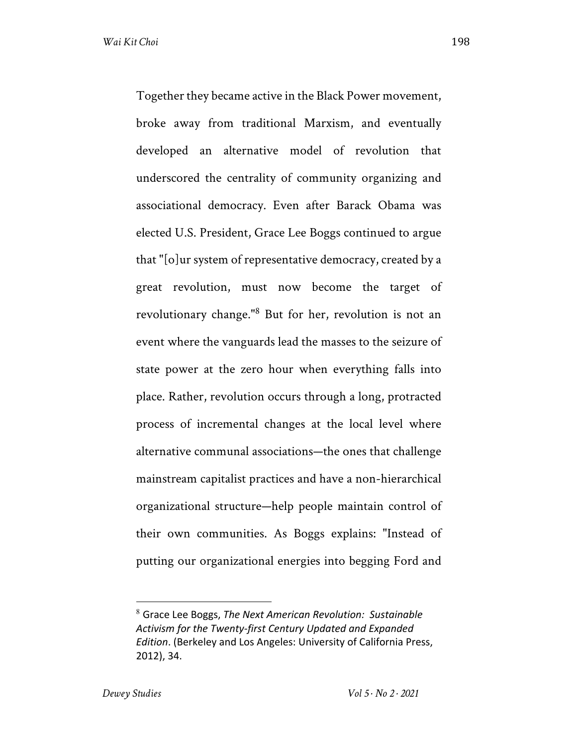Together they became active in the Black Power movement, broke away from traditional Marxism, and eventually developed an alternative model of revolution that underscored the centrality of community organizing and associational democracy. Even after Barack Obama was elected U.S. President, Grace Lee Boggs continued to argue that "[o]ur system of representative democracy, created by a great revolution, must now become the target of revolutionary change."[8] But for her, revolution is not an event where the vanguards lead the masses to the seizure of state power at the zero hour when everything falls into place. Rather, revolution occurs through a long, protracted process of incremental changes at the local level where alternative communal associations—the ones that challenge mainstream capitalist practices and have a non-hierarchical organizational structure—help people maintain control of their own communities. As Boggs explains: "Instead of putting our organizational energies into begging Ford and

---

[8] Grace Lee Boggs, *The Next American Revolution: Sustainable Activism for the Twenty-first Century Updated and Expanded Edition*. (Berkeley and Los Angeles: University of California Press, 2012), 34.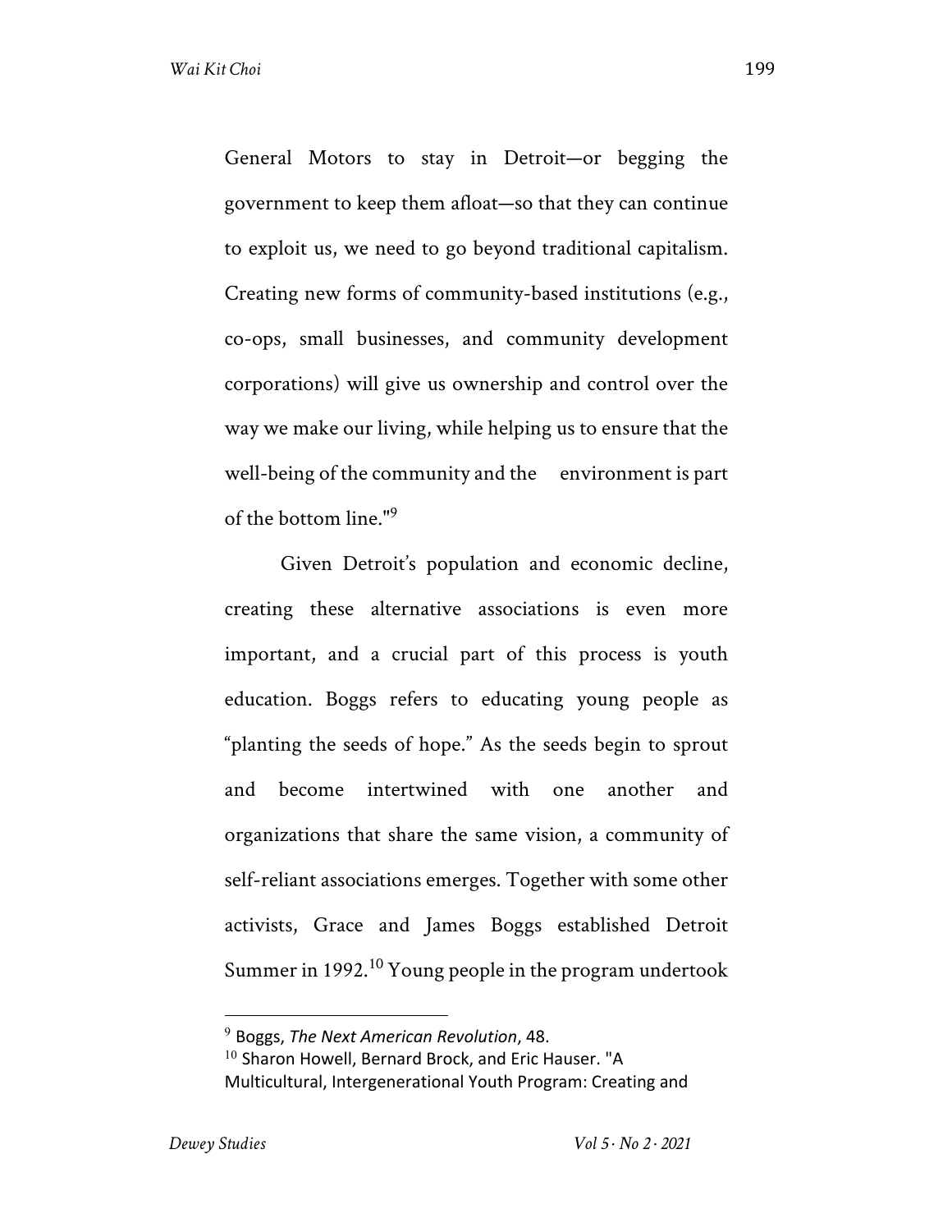General Motors to stay in Detroit—or begging the government to keep them afloat—so that they can continue to exploit us, we need to go beyond traditional capitalism. Creating new forms of community-based institutions (e.g., co-ops, small businesses, and community development corporations) will give us ownership and control over the way we make our living, while helping us to ensure that the well-being of the community and the environment is part of the bottom line."[9]

Given Detroit's population and economic decline, creating these alternative associations is even more important, and a crucial part of this process is youth education. Boggs refers to educating young people as "planting the seeds of hope." As the seeds begin to sprout and become intertwined with one another and organizations that share the same vision, a community of self-reliant associations emerges. Together with some other activists, Grace and James Boggs established Detroit Summer in 1992.[10] Young people in the program undertook

---

[9] Boggs, *The Next American Revolution*, 48.

[10] Sharon Howell, Bernard Brock, and Eric Hauser. "A Multicultural, Intergenerational Youth Program: Creating and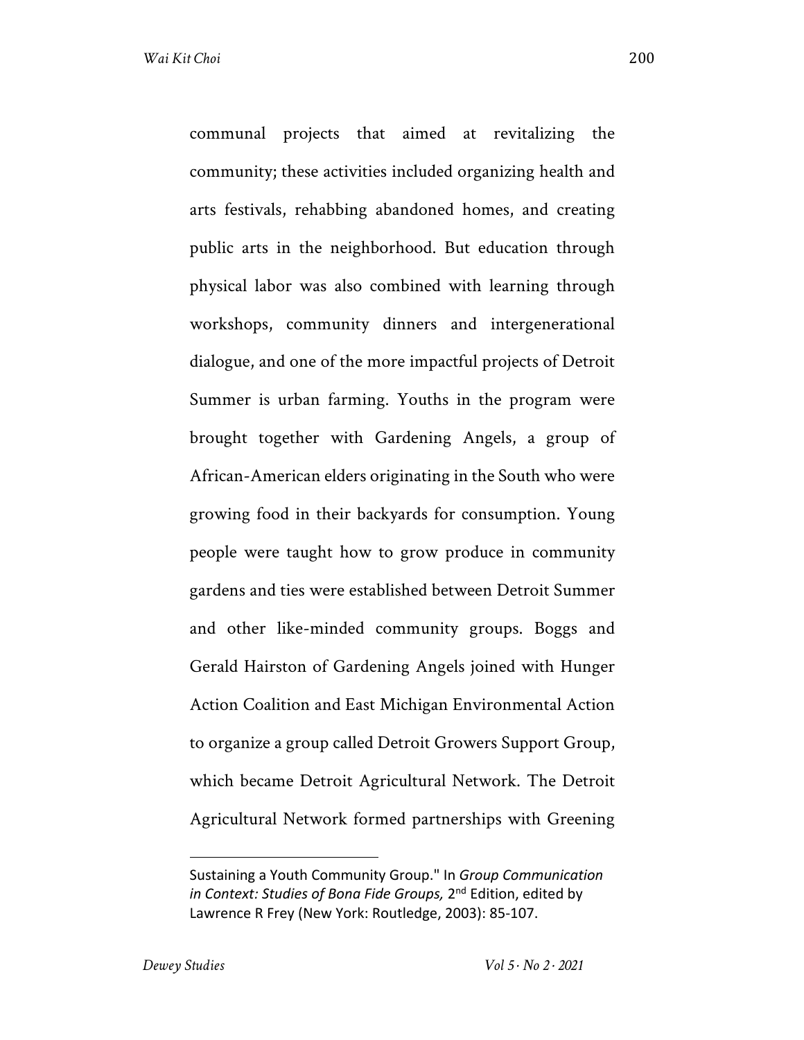communal projects that aimed at revitalizing the community; these activities included organizing health and arts festivals, rehabbing abandoned homes, and creating public arts in the neighborhood. But education through physical labor was also combined with learning through workshops, community dinners and intergenerational dialogue, and one of the more impactful projects of Detroit Summer is urban farming. Youths in the program were brought together with Gardening Angels, a group of African-American elders originating in the South who were growing food in their backyards for consumption. Young people were taught how to grow produce in community gardens and ties were established between Detroit Summer and other like-minded community groups. Boggs and Gerald Hairston of Gardening Angels joined with Hunger Action Coalition and East Michigan Environmental Action to organize a group called Detroit Growers Support Group, which became Detroit Agricultural Network. The Detroit Agricultural Network formed partnerships with Greening

---

Sustaining a Youth Community Group." In *Group Communication in Context: Studies of Bona Fide Groups,* 2nd Edition, edited by Lawrence R Frey (New York: Routledge, 2003): 85-107.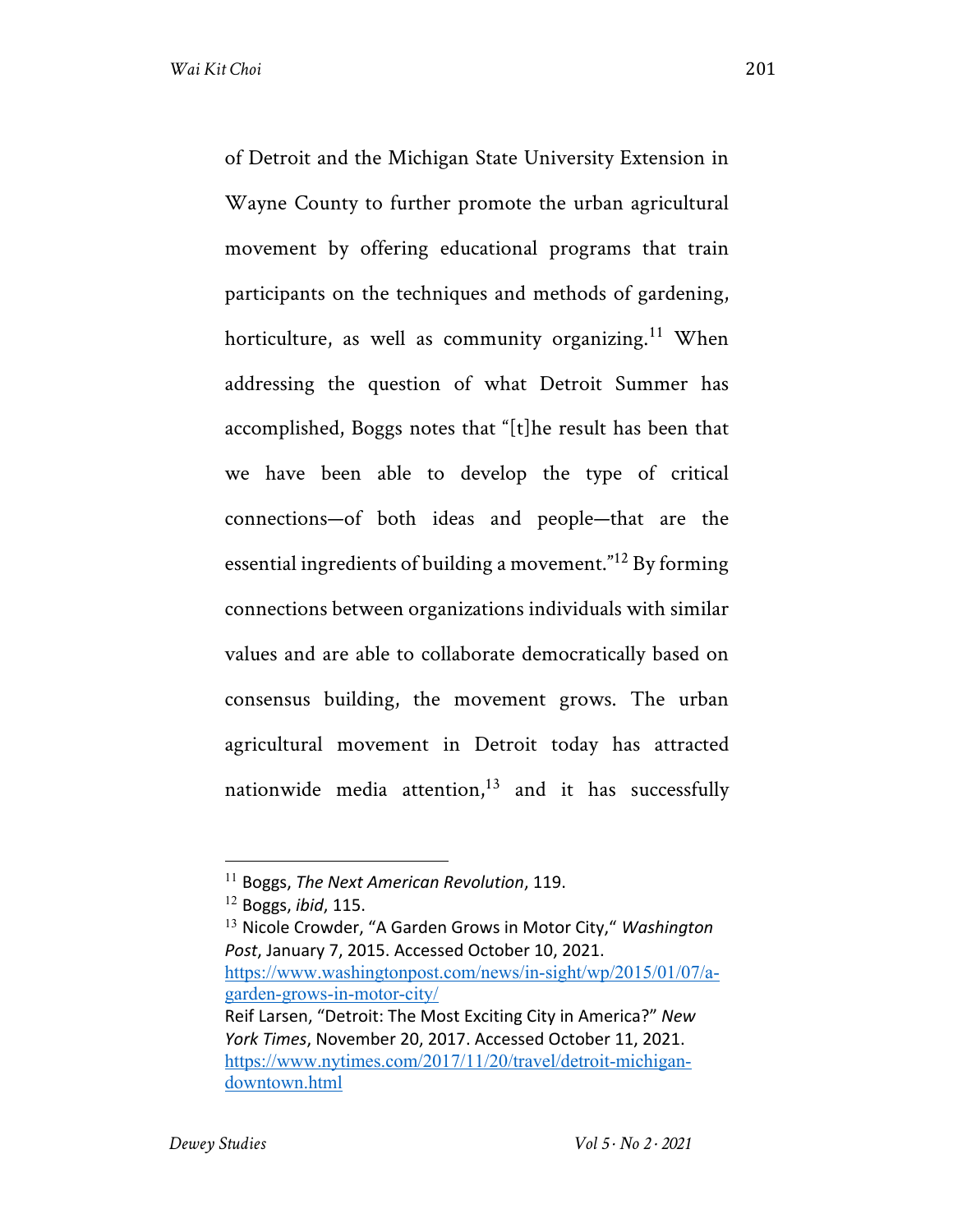of Detroit and the Michigan State University Extension in Wayne County to further promote the urban agricultural movement by offering educational programs that train participants on the techniques and methods of gardening, horticulture, as well as community organizing.[11] When addressing the question of what Detroit Summer has accomplished, Boggs notes that "[t]he result has been that we have been able to develop the type of critical connections—of both ideas and people—that are the essential ingredients of building a movement."[12] By forming connections between organizations individuals with similar values and are able to collaborate democratically based on consensus building, the movement grows. The urban agricultural movement in Detroit today has attracted nationwide media attention,[13] and it has successfully

---

[11] Boggs, *The Next American Revolution*, 119.

[12] Boggs, *ibid*, 115.

[13] Nicole Crowder, "A Garden Grows in Motor City," *Washington Post*, January 7, 2015. Accessed October 10, 2021. https://www.washingtonpost.com/news/in-sight/wp/2015/01/07/a-garden-grows-in-motor-city/
Reif Larsen, "Detroit: The Most Exciting City in America?" *New York Times*, November 20, 2017. Accessed October 11, 2021. https://www.nytimes.com/2017/11/20/travel/detroit-michigan-downtown.html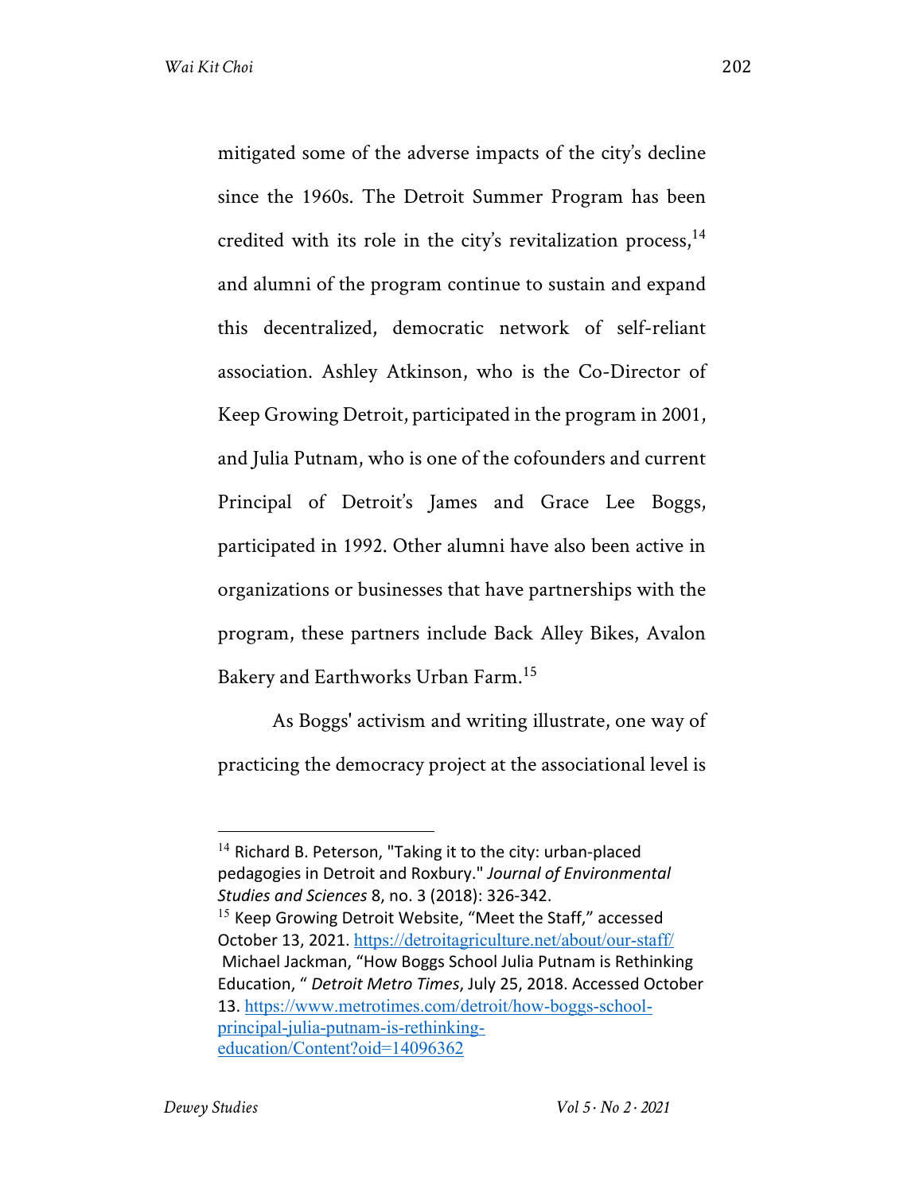mitigated some of the adverse impacts of the city's decline since the 1960s. The Detroit Summer Program has been credited with its role in the city's revitalization process,[14] and alumni of the program continue to sustain and expand this decentralized, democratic network of self-reliant association. Ashley Atkinson, who is the Co-Director of Keep Growing Detroit, participated in the program in 2001, and Julia Putnam, who is one of the cofounders and current Principal of Detroit's James and Grace Lee Boggs, participated in 1992. Other alumni have also been active in organizations or businesses that have partnerships with the program, these partners include Back Alley Bikes, Avalon Bakery and Earthworks Urban Farm.[15]

As Boggs' activism and writing illustrate, one way of practicing the democracy project at the associational level is

---

[14] Richard B. Peterson, "Taking it to the city: urban-placed pedagogies in Detroit and Roxbury." *Journal of Environmental Studies and Sciences* 8, no. 3 (2018): 326-342.

[15] Keep Growing Detroit Website, "Meet the Staff," accessed October 13, 2021. https://detroitagriculture.net/about/our-staff/ Michael Jackman, "How Boggs School Julia Putnam is Rethinking Education, " *Detroit Metro Times*, July 25, 2018. Accessed October 13. https://www.metrotimes.com/detroit/how-boggs-school-principal-julia-putnam-is-rethinking-education/Content?oid=14096362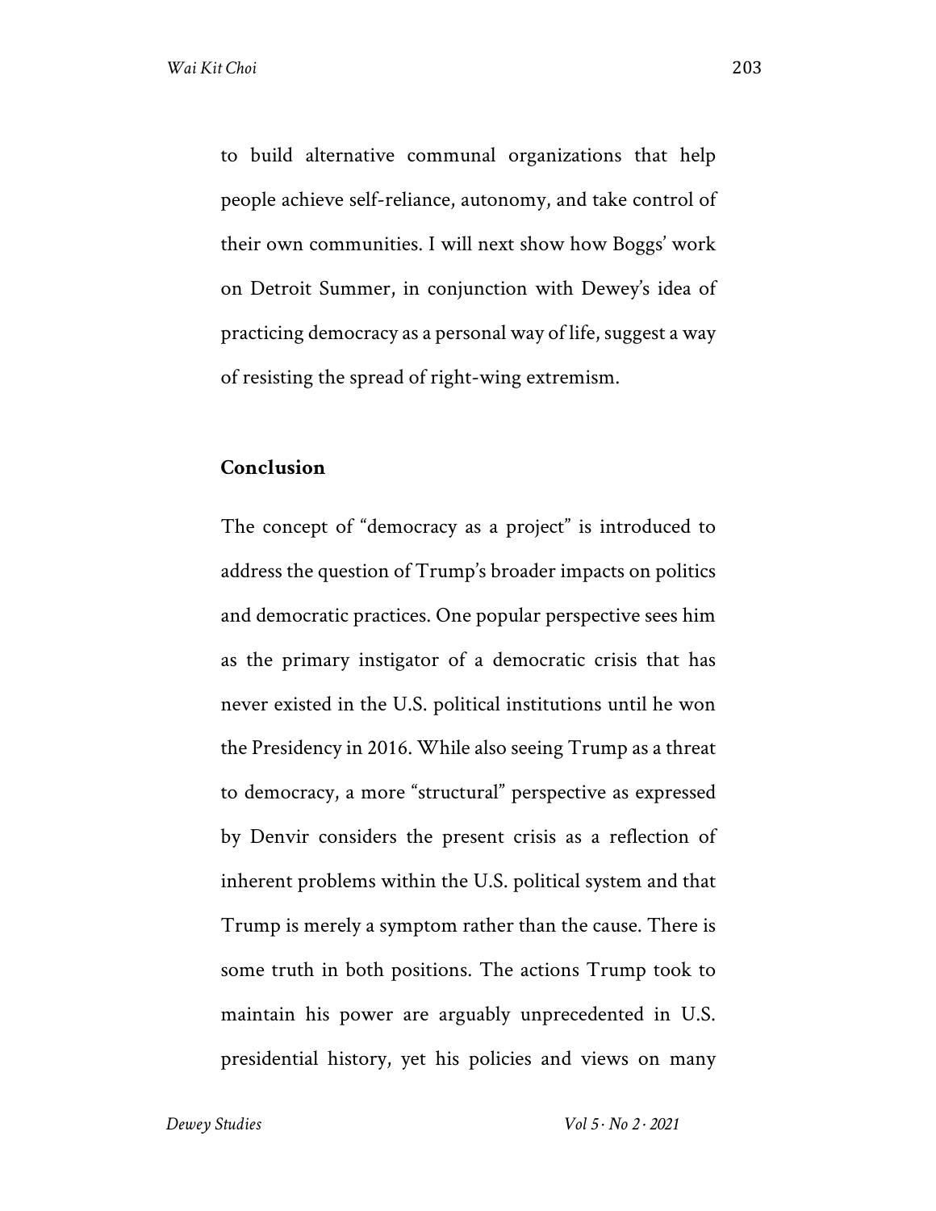to build alternative communal organizations that help people achieve self-reliance, autonomy, and take control of their own communities. I will next show how Boggs' work on Detroit Summer, in conjunction with Dewey's idea of practicing democracy as a personal way of life, suggest a way of resisting the spread of right-wing extremism.

## Conclusion

The concept of "democracy as a project" is introduced to address the question of Trump's broader impacts on politics and democratic practices. One popular perspective sees him as the primary instigator of a democratic crisis that has never existed in the U.S. political institutions until he won the Presidency in 2016. While also seeing Trump as a threat to democracy, a more "structural" perspective as expressed by Denvir considers the present crisis as a reflection of inherent problems within the U.S. political system and that Trump is merely a symptom rather than the cause. There is some truth in both positions. The actions Trump took to maintain his power are arguably unprecedented in U.S. presidential history, yet his policies and views on many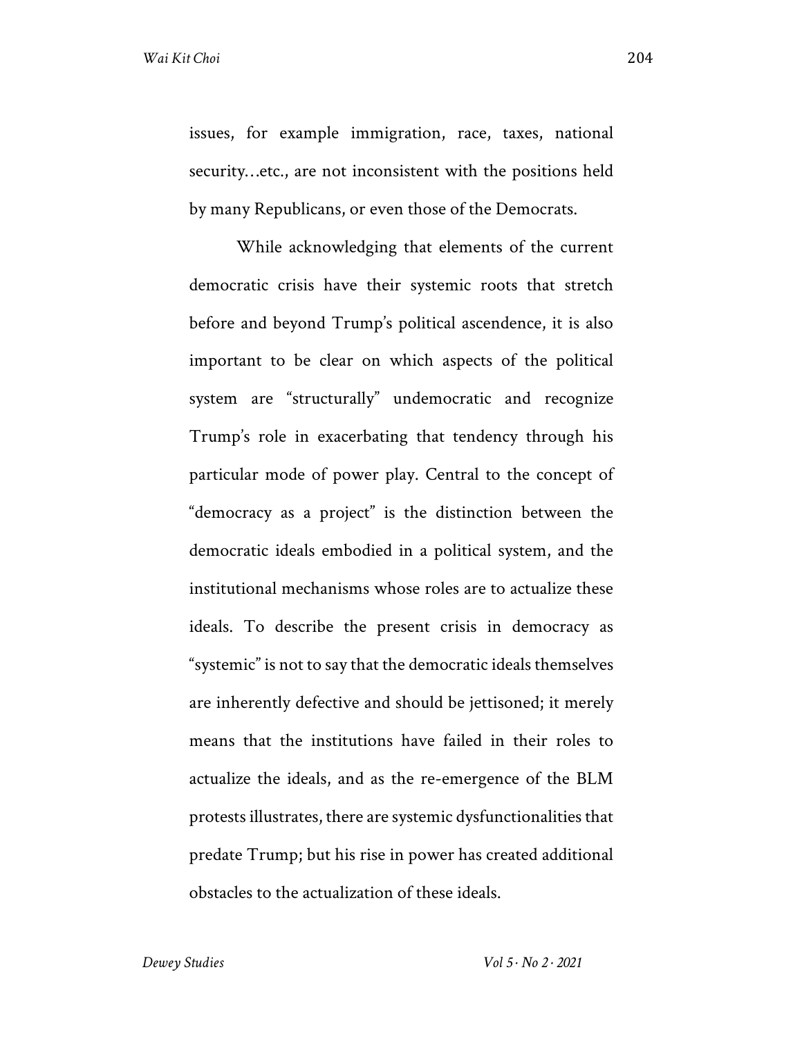issues, for example immigration, race, taxes, national security…etc., are not inconsistent with the positions held by many Republicans, or even those of the Democrats.

While acknowledging that elements of the current democratic crisis have their systemic roots that stretch before and beyond Trump's political ascendence, it is also important to be clear on which aspects of the political system are "structurally" undemocratic and recognize Trump's role in exacerbating that tendency through his particular mode of power play. Central to the concept of "democracy as a project" is the distinction between the democratic ideals embodied in a political system, and the institutional mechanisms whose roles are to actualize these ideals. To describe the present crisis in democracy as "systemic" is not to say that the democratic ideals themselves are inherently defective and should be jettisoned; it merely means that the institutions have failed in their roles to actualize the ideals, and as the re-emergence of the BLM protests illustrates, there are systemic dysfunctionalities that predate Trump; but his rise in power has created additional obstacles to the actualization of these ideals.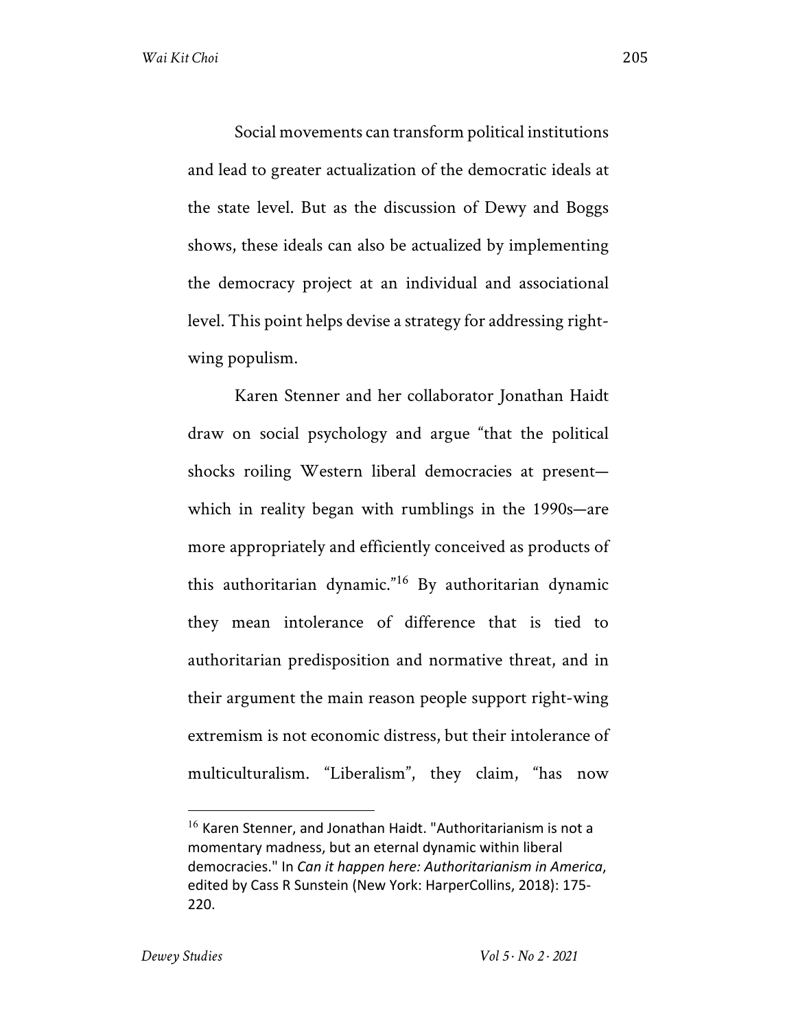Social movements can transform political institutions and lead to greater actualization of the democratic ideals at the state level. But as the discussion of Dewey and Boggs shows, these ideals can also be actualized by implementing the democracy project at an individual and associational level. This point helps devise a strategy for addressing right-wing populism.

Karen Stenner and her collaborator Jonathan Haidt draw on social psychology and argue "that the political shocks roiling Western liberal democracies at present—which in reality began with rumblings in the 1990s—are more appropriately and efficiently conceived as products of this authoritarian dynamic."[16] By authoritarian dynamic they mean intolerance of difference that is tied to authoritarian predisposition and normative threat, and in their argument the main reason people support right-wing extremism is not economic distress, but their intolerance of multiculturalism. "Liberalism", they claim, "has now

---

[16] Karen Stenner, and Jonathan Haidt. "Authoritarianism is not a momentary madness, but an eternal dynamic within liberal democracies." In *Can it happen here: Authoritarianism in America*, edited by Cass R Sunstein (New York: HarperCollins, 2018): 175-220.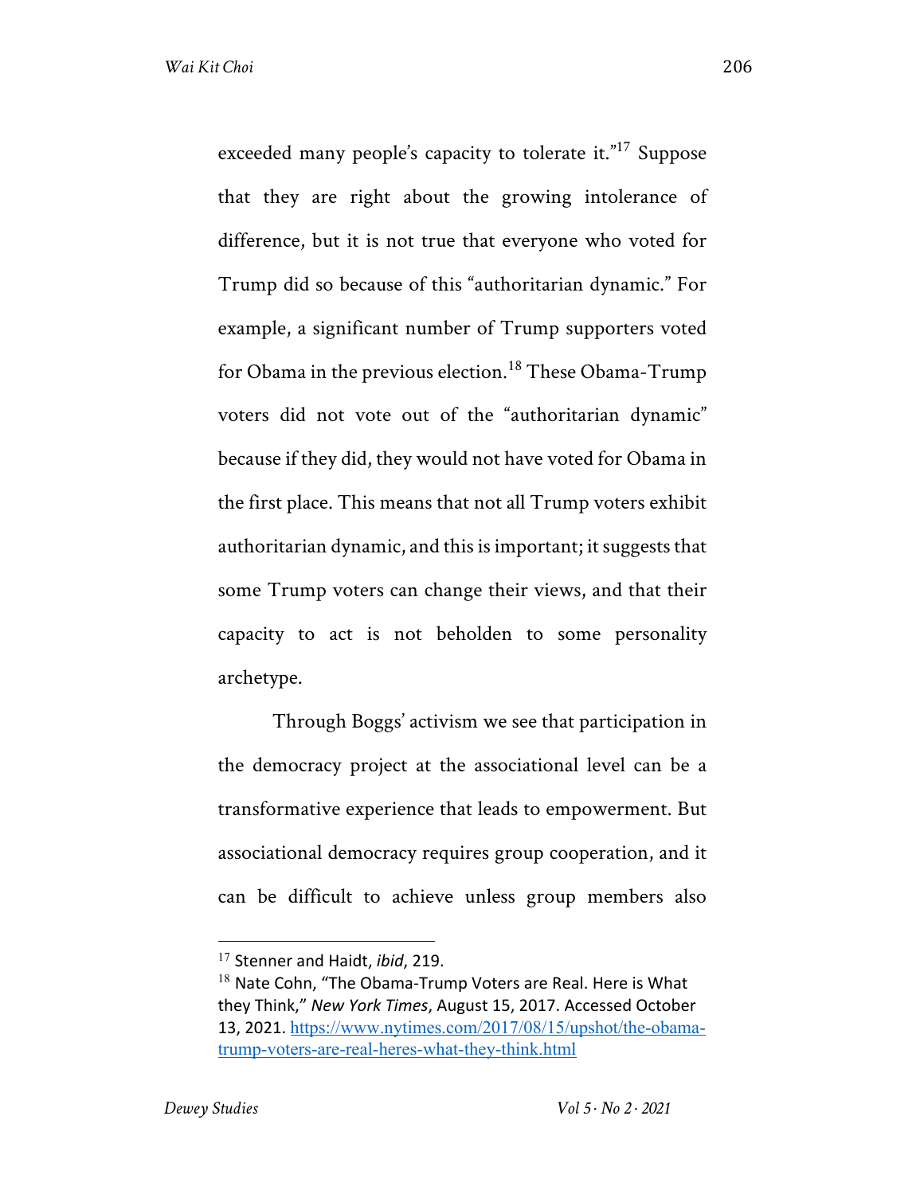exceeded many people's capacity to tolerate it."[17] Suppose that they are right about the growing intolerance of difference, but it is not true that everyone who voted for Trump did so because of this "authoritarian dynamic." For example, a significant number of Trump supporters voted for Obama in the previous election.[18] These Obama-Trump voters did not vote out of the "authoritarian dynamic" because if they did, they would not have voted for Obama in the first place. This means that not all Trump voters exhibit authoritarian dynamic, and this is important; it suggests that some Trump voters can change their views, and that their capacity to act is not beholden to some personality archetype.

Through Boggs' activism we see that participation in the democracy project at the associational level can be a transformative experience that leads to empowerment. But associational democracy requires group cooperation, and it can be difficult to achieve unless group members also

---

[17] Stenner and Haidt, *ibid*, 219.

[18] Nate Cohn, "The Obama-Trump Voters are Real. Here is What they Think," *New York Times*, August 15, 2017. Accessed October 13, 2021. https://www.nytimes.com/2017/08/15/upshot/the-obama-trump-voters-are-real-heres-what-they-think.html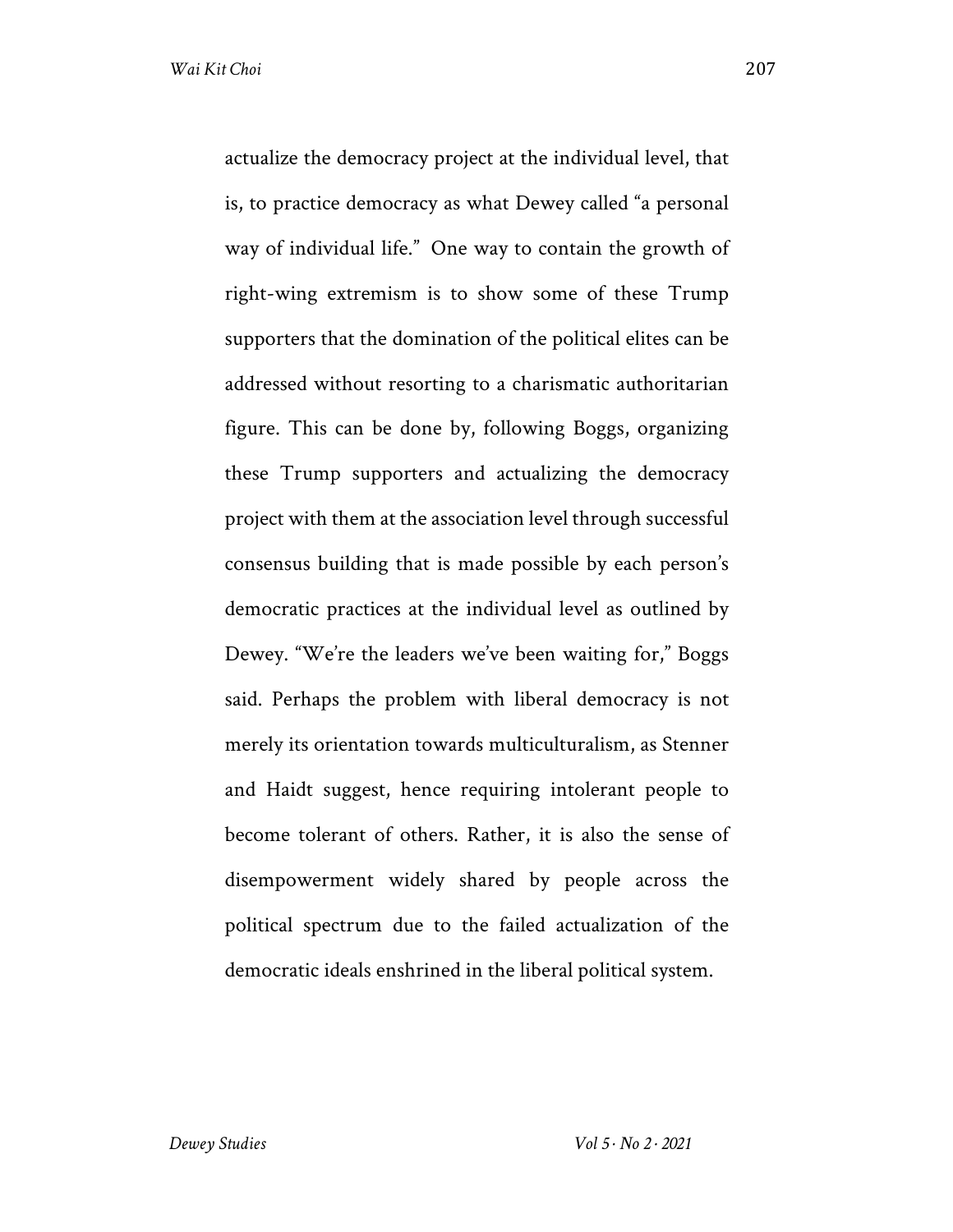actualize the democracy project at the individual level, that is, to practice democracy as what Dewey called "a personal way of individual life." One way to contain the growth of right-wing extremism is to show some of these Trump supporters that the domination of the political elites can be addressed without resorting to a charismatic authoritarian figure. This can be done by, following Boggs, organizing these Trump supporters and actualizing the democracy project with them at the association level through successful consensus building that is made possible by each person's democratic practices at the individual level as outlined by Dewey. "We're the leaders we've been waiting for," Boggs said. Perhaps the problem with liberal democracy is not merely its orientation towards multiculturalism, as Stenner and Haidt suggest, hence requiring intolerant people to become tolerant of others. Rather, it is also the sense of disempowerment widely shared by people across the political spectrum due to the failed actualization of the democratic ideals enshrined in the liberal political system.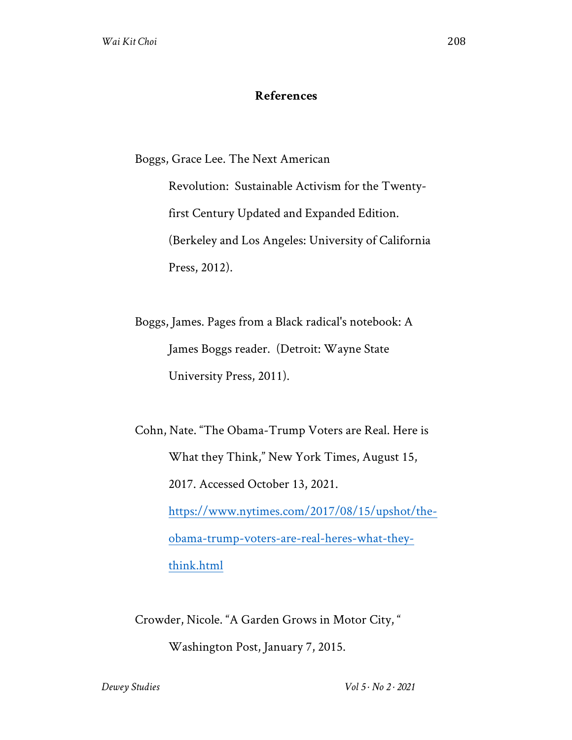## References

Boggs, Grace Lee. The Next American Revolution: Sustainable Activism for the Twenty-first Century Updated and Expanded Edition. (Berkeley and Los Angeles: University of California Press, 2012).

Boggs, James. Pages from a Black radical's notebook: A James Boggs reader. (Detroit: Wayne State University Press, 2011).

Cohn, Nate. "The Obama-Trump Voters are Real. Here is What they Think," New York Times, August 15, 2017. Accessed October 13, 2021. https://www.nytimes.com/2017/08/15/upshot/the-obama-trump-voters-are-real-heres-what-they-think.html

Crowder, Nicole. "A Garden Grows in Motor City, " Washington Post, January 7, 2015.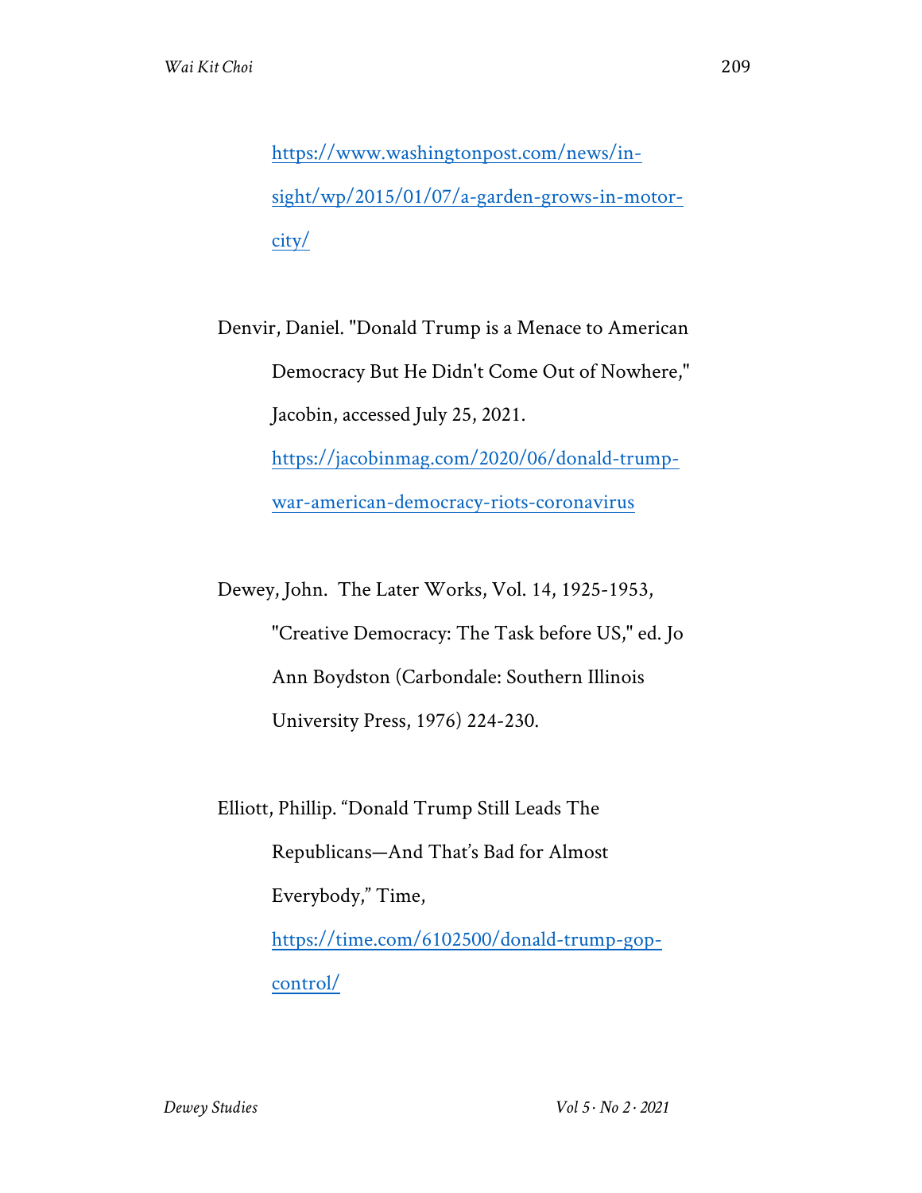https://www.washingtonpost.com/news/in-sight/wp/2015/01/07/a-garden-grows-in-motor-city/

Denvir, Daniel. "Donald Trump is a Menace to American Democracy But He Didn't Come Out of Nowhere," Jacobin, accessed July 25, 2021. https://jacobinmag.com/2020/06/donald-trump-war-american-democracy-riots-coronavirus

Dewey, John. The Later Works, Vol. 14, 1925-1953, "Creative Democracy: The Task before US," ed. Jo Ann Boydston (Carbondale: Southern Illinois University Press, 1976) 224-230.

Elliott, Phillip. "Donald Trump Still Leads The Republicans—And That's Bad for Almost Everybody," Time, https://time.com/6102500/donald-trump-gop-control/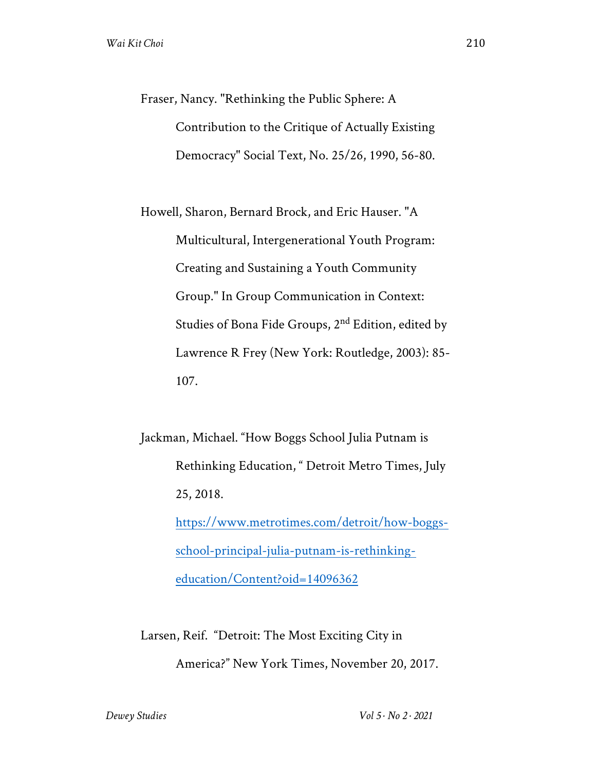Fraser, Nancy. "Rethinking the Public Sphere: A Contribution to the Critique of Actually Existing Democracy" Social Text, No. 25/26, 1990, 56-80.

Howell, Sharon, Bernard Brock, and Eric Hauser. "A Multicultural, Intergenerational Youth Program: Creating and Sustaining a Youth Community Group." In Group Communication in Context: Studies of Bona Fide Groups, 2nd Edition, edited by Lawrence R Frey (New York: Routledge, 2003): 85-107.

Jackman, Michael. "How Boggs School Julia Putnam is Rethinking Education, " Detroit Metro Times, July 25, 2018. [https://www.metrotimes.com/detroit/how-boggs-school-principal-julia-putnam-is-rethinking-education/Content?oid=14096362](https://www.metrotimes.com/detroit/how-boggs-school-principal-julia-putnam-is-rethinking-education/Content?oid=14096362)

Larsen, Reif. "Detroit: The Most Exciting City in America?" New York Times, November 20, 2017.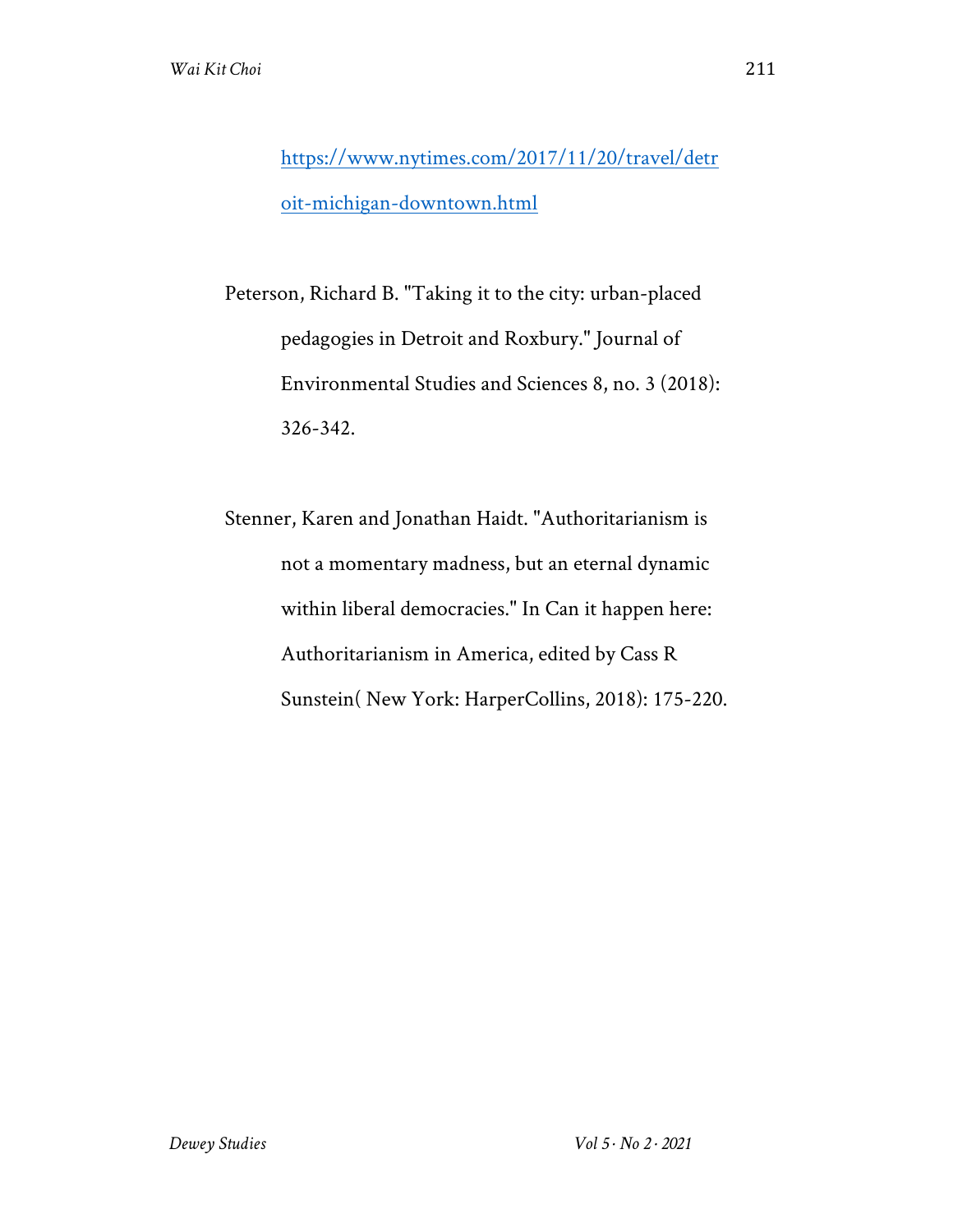https://www.nytimes.com/2017/11/20/travel/detroit-michigan-downtown.html

Peterson, Richard B. "Taking it to the city: urban-placed pedagogies in Detroit and Roxbury." Journal of Environmental Studies and Sciences 8, no. 3 (2018): 326-342.

Stenner, Karen and Jonathan Haidt. "Authoritarianism is not a momentary madness, but an eternal dynamic within liberal democracies." In Can it happen here: Authoritarianism in America, edited by Cass R Sunstein( New York: HarperCollins, 2018): 175-220.